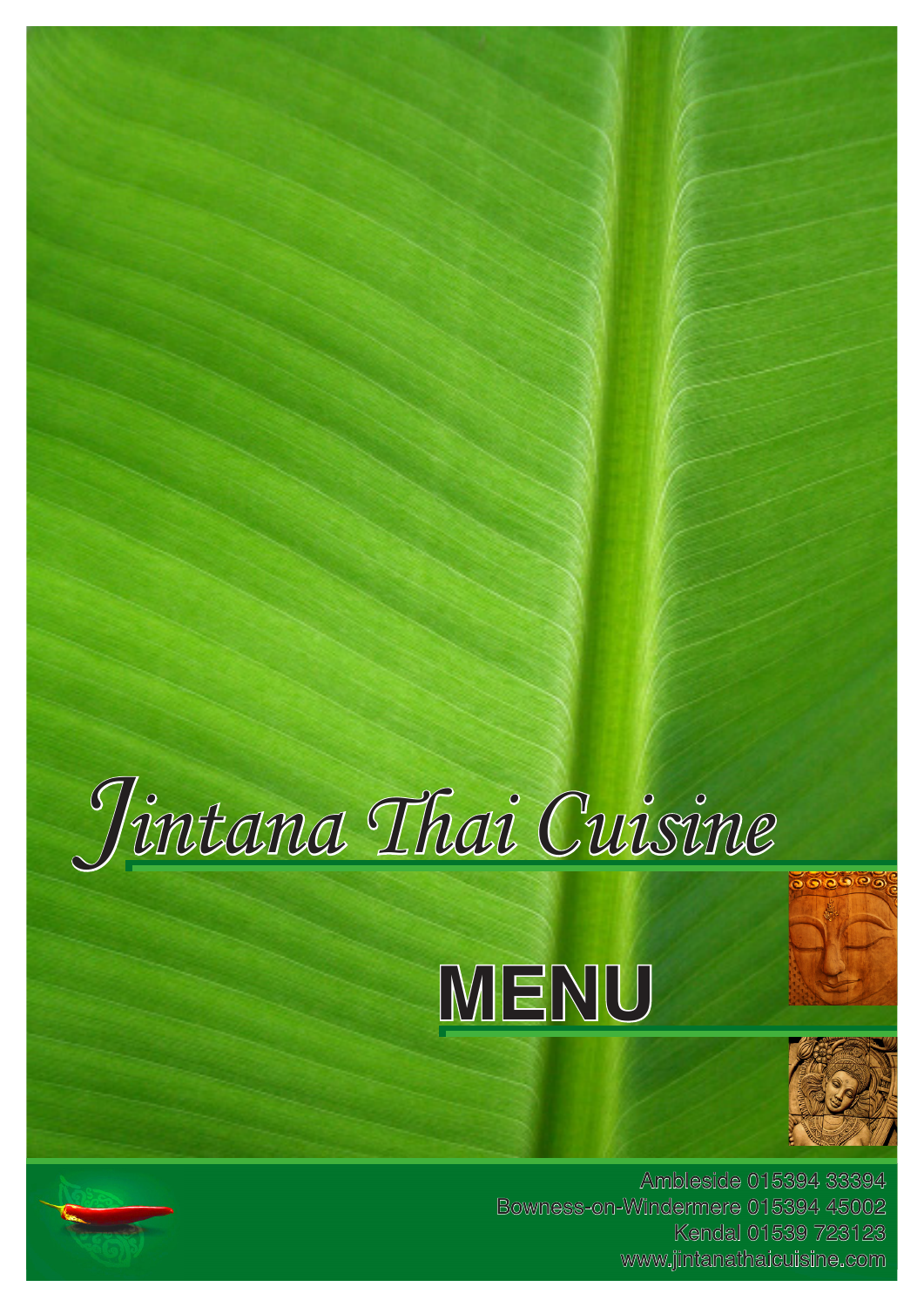# Jintana Thai Cuisine

## MENU

Ambleside 015394 33394
Bowness-on-Windermere 015394 45002
Kendal 01539 723123
www.jintanathaicuisine.com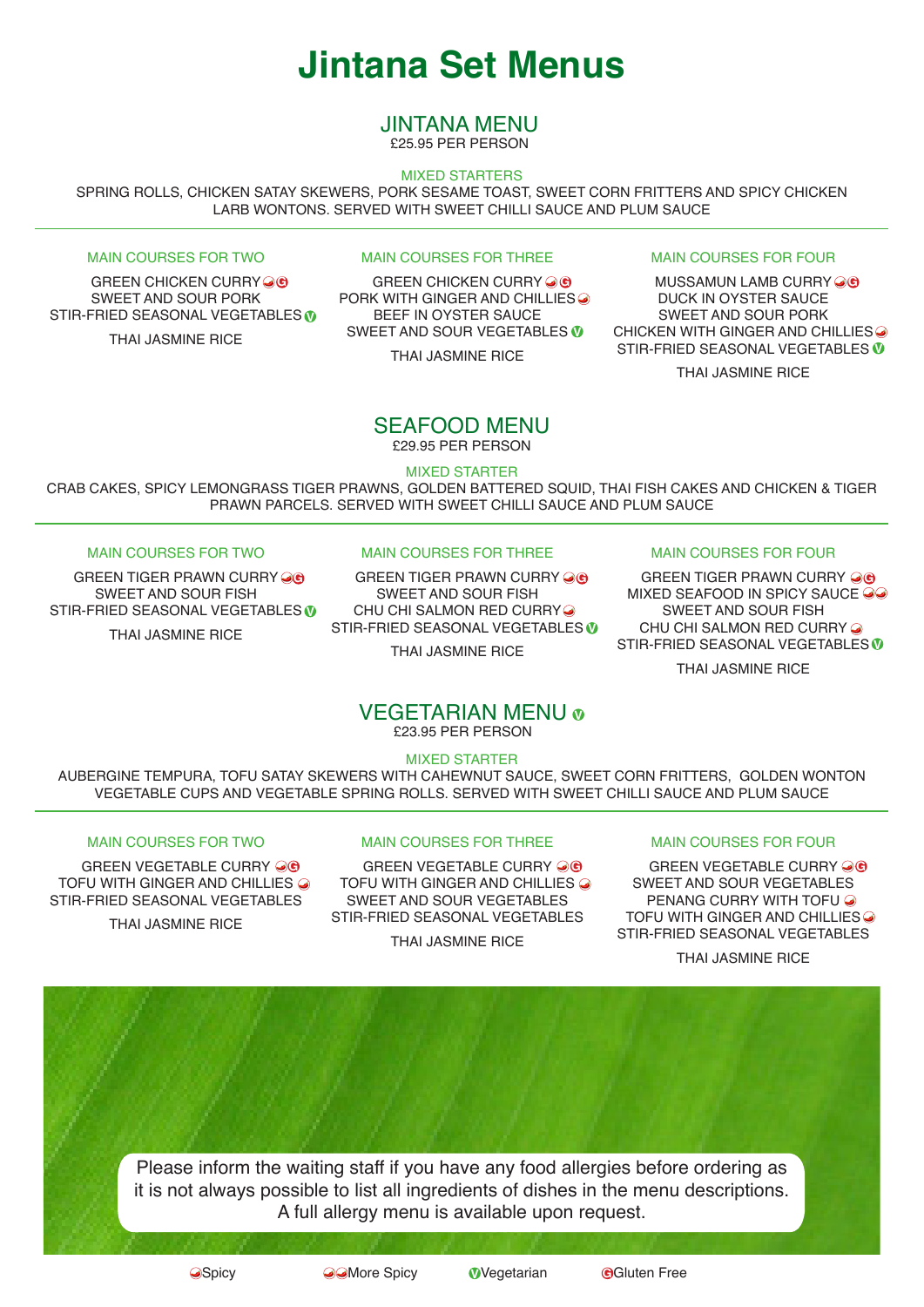# Jintana Set Menus

## JINTANA MENU

£25.95 PER PERSON

### MIXED STARTERS

SPRING ROLLS, CHICKEN SATAY SKEWERS, PORK SESAME TOAST, SWEET CORN FRITTERS AND SPICY CHICKEN LARB WONTONS. SERVED WITH SWEET CHILLI SAUCE AND PLUM SAUCE

### MAIN COURSES FOR TWO

GREEN CHICKEN CURRY (Spicy) (Gluten Free)
SWEET AND SOUR PORK
STIR-FRIED SEASONAL VEGETABLES (Vegetarian)

THAI JASMINE RICE

### MAIN COURSES FOR THREE

GREEN CHICKEN CURRY (Spicy) (Gluten Free)
PORK WITH GINGER AND CHILLIES (Spicy)
BEEF IN OYSTER SAUCE
SWEET AND SOUR VEGETABLES (Vegetarian)

THAI JASMINE RICE

### MAIN COURSES FOR FOUR

MUSSAMUN LAMB CURRY (Spicy) (Gluten Free)
DUCK IN OYSTER SAUCE
SWEET AND SOUR PORK
CHICKEN WITH GINGER AND CHILLIES (Spicy)
STIR-FRIED SEASONAL VEGETABLES (Vegetarian)

THAI JASMINE RICE

## SEAFOOD MENU

£29.95 PER PERSON

### MIXED STARTER

CRAB CAKES, SPICY LEMONGRASS TIGER PRAWNS, GOLDEN BATTERED SQUID, THAI FISH CAKES AND CHICKEN & TIGER PRAWN PARCELS. SERVED WITH SWEET CHILLI SAUCE AND PLUM SAUCE

### MAIN COURSES FOR TWO

GREEN TIGER PRAWN CURRY (Spicy) (Gluten Free)
SWEET AND SOUR FISH
STIR-FRIED SEASONAL VEGETABLES (Vegetarian)

THAI JASMINE RICE

### MAIN COURSES FOR THREE

GREEN TIGER PRAWN CURRY (Spicy) (Gluten Free)
SWEET AND SOUR FISH
CHU CHI SALMON RED CURRY (Spicy)
STIR-FRIED SEASONAL VEGETABLES (Vegetarian)

THAI JASMINE RICE

### MAIN COURSES FOR FOUR

GREEN TIGER PRAWN CURRY (Spicy) (Gluten Free)
MIXED SEAFOOD IN SPICY SAUCE (More Spicy)
SWEET AND SOUR FISH
CHU CHI SALMON RED CURRY (Spicy)
STIR-FRIED SEASONAL VEGETABLES (Vegetarian)

THAI JASMINE RICE

## VEGETARIAN MENU (Vegetarian)

£23.95 PER PERSON

### MIXED STARTER

AUBERGINE TEMPURA, TOFU SATAY SKEWERS WITH CAHEWNUT SAUCE, SWEET CORN FRITTERS, GOLDEN WONTON VEGETABLE CUPS AND VEGETABLE SPRING ROLLS. SERVED WITH SWEET CHILLI SAUCE AND PLUM SAUCE

### MAIN COURSES FOR TWO

GREEN VEGETABLE CURRY (Spicy) (Gluten Free)
TOFU WITH GINGER AND CHILLIES (Spicy)
STIR-FRIED SEASONAL VEGETABLES

THAI JASMINE RICE

### MAIN COURSES FOR THREE

GREEN VEGETABLE CURRY (Spicy) (Gluten Free)
TOFU WITH GINGER AND CHILLIES (Spicy)
SWEET AND SOUR VEGETABLES
STIR-FRIED SEASONAL VEGETABLES

THAI JASMINE RICE

### MAIN COURSES FOR FOUR

GREEN VEGETABLE CURRY (Spicy) (Gluten Free)
SWEET AND SOUR VEGETABLES
PENANG CURRY WITH TOFU (Spicy)
TOFU WITH GINGER AND CHILLIES (Spicy)
STIR-FRIED SEASONAL VEGETABLES

THAI JASMINE RICE

Please inform the waiting staff if you have any food allergies before ordering as it is not always possible to list all ingredients of dishes in the menu descriptions. A full allergy menu is available upon request.

Spicy | More Spicy | Vegetarian | Gluten Free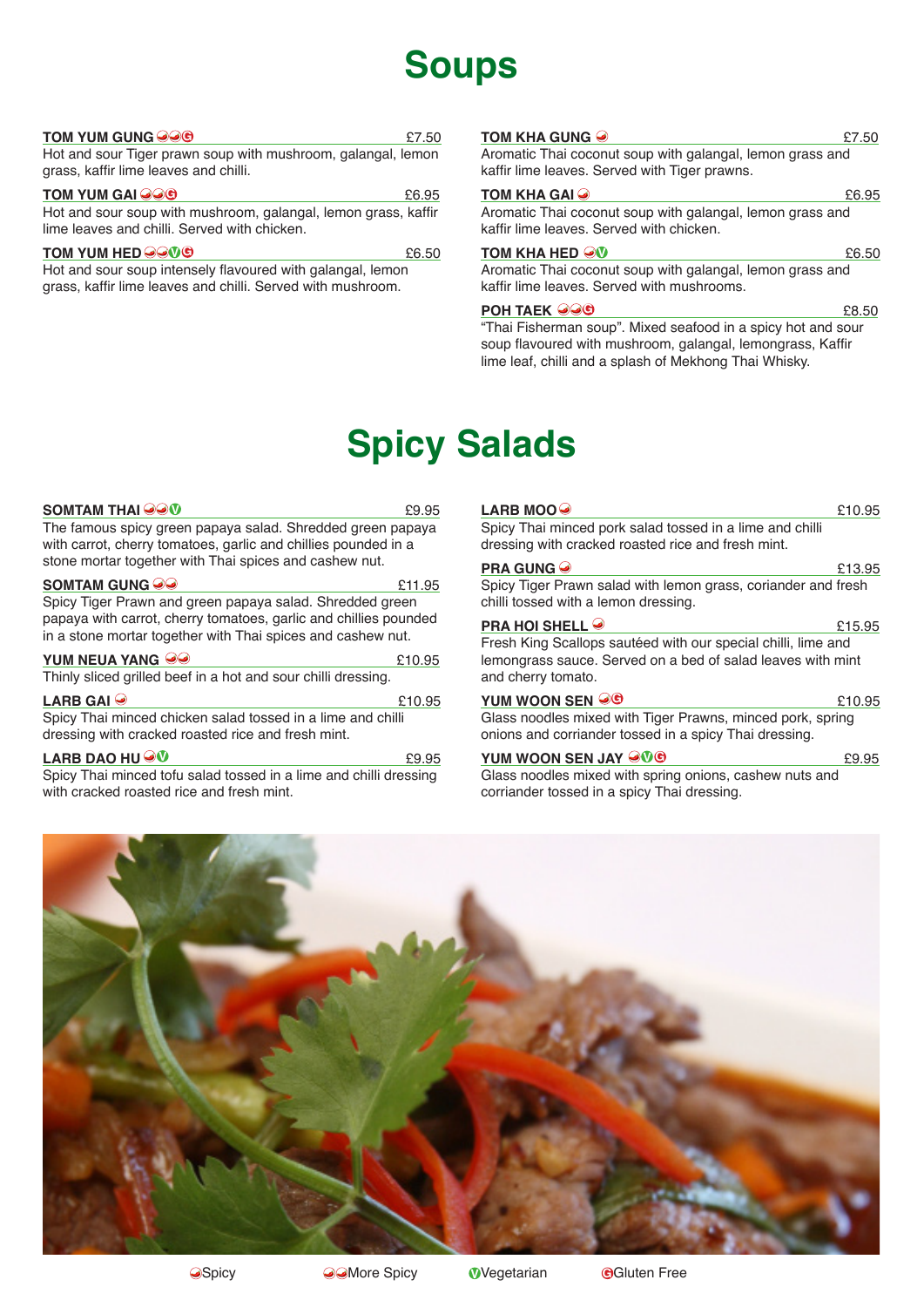# Soups

**TOM YUM GUNG** (More Spicy, Gluten Free) — £7.50
Hot and sour Tiger prawn soup with mushroom, galangal, lemon grass, kaffir lime leaves and chilli.

**TOM YUM GAI** (More Spicy, Gluten Free) — £6.95
Hot and sour soup with mushroom, galangal, lemon grass, kaffir lime leaves and chilli. Served with chicken.

**TOM YUM HED** (More Spicy, Vegetarian, Gluten Free) — £6.50
Hot and sour soup intensely flavoured with galangal, lemon grass, kaffir lime leaves and chilli. Served with mushroom.

**TOM KHA GUNG** (Spicy) — £7.50
Aromatic Thai coconut soup with galangal, lemon grass and kaffir lime leaves. Served with Tiger prawns.

**TOM KHA GAI** (Spicy) — £6.95
Aromatic Thai coconut soup with galangal, lemon grass and kaffir lime leaves. Served with chicken.

**TOM KHA HED** (Spicy, Vegetarian) — £6.50
Aromatic Thai coconut soup with galangal, lemon grass and kaffir lime leaves. Served with mushrooms.

**POH TAEK** (More Spicy, Gluten Free) — £8.50
"Thai Fisherman soup". Mixed seafood in a spicy hot and sour soup flavoured with mushroom, galangal, lemongrass, Kaffir lime leaf, chilli and a splash of Mekhong Thai Whisky.

# Spicy Salads

**SOMTAM THAI** (More Spicy, Vegetarian) — £9.95
The famous spicy green papaya salad. Shredded green papaya with carrot, cherry tomatoes, garlic and chillies pounded in a stone mortar together with Thai spices and cashew nut.

**SOMTAM GUNG** (More Spicy) — £11.95
Spicy Tiger Prawn and green papaya salad. Shredded green papaya with carrot, cherry tomatoes, garlic and chillies pounded in a stone mortar together with Thai spices and cashew nut.

**YUM NEUA YANG** (More Spicy) — £10.95
Thinly sliced grilled beef in a hot and sour chilli dressing.

**LARB GAI** (Spicy) — £10.95
Spicy Thai minced chicken salad tossed in a lime and chilli dressing with cracked roasted rice and fresh mint.

**LARB DAO HU** (Spicy, Vegetarian) — £9.95
Spicy Thai minced tofu salad tossed in a lime and chilli dressing with cracked roasted rice and fresh mint.

**LARB MOO** (Spicy) — £10.95
Spicy Thai minced pork salad tossed in a lime and chilli dressing with cracked roasted rice and fresh mint.

**PRA GUNG** (Spicy) — £13.95
Spicy Tiger Prawn salad with lemon grass, coriander and fresh chilli tossed with a lemon dressing.

**PRA HOI SHELL** (Spicy) — £15.95
Fresh King Scallops sautéed with our special chilli, lime and lemongrass sauce. Served on a bed of salad leaves with mint and cherry tomato.

**YUM WOON SEN** (Spicy, Gluten Free) — £10.95
Glass noodles mixed with Tiger Prawns, minced pork, spring onions and corriander tossed in a spicy Thai dressing.

**YUM WOON SEN JAY** (Spicy, Vegetarian, Gluten Free) — £9.95
Glass noodles mixed with spring onions, cashew nuts and corriander tossed in a spicy Thai dressing.

Key: Spicy | More Spicy | Vegetarian | Gluten Free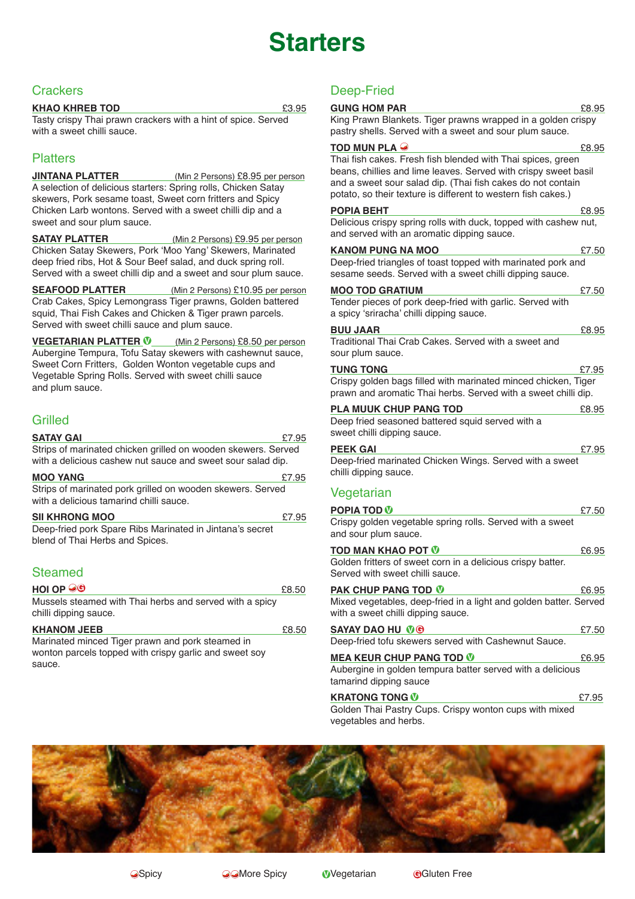# Starters

## Crackers

**KHAO KHREB TOD** £3.95
Tasty crispy Thai prawn crackers with a hint of spice. Served with a sweet chilli sauce.

## Platters

**JINTANA PLATTER** (Min 2 Persons) £8.95 per person
A selection of delicious starters: Spring rolls, Chicken Satay skewers, Pork sesame toast, Sweet corn fritters and Spicy Chicken Larb wontons. Served with a sweet chilli dip and a sweet and sour plum sauce.

**SATAY PLATTER** (Min 2 Persons) £9.95 per person
Chicken Satay Skewers, Pork 'Moo Yang' Skewers, Marinated deep fried ribs, Hot & Sour Beef salad, and duck spring roll. Served with a sweet chilli dip and a sweet and sour plum sauce.

**SEAFOOD PLATTER** (Min 2 Persons) £10.95 per person
Crab Cakes, Spicy Lemongrass Tiger prawns, Golden battered squid, Thai Fish Cakes and Chicken & Tiger prawn parcels. Served with sweet chilli sauce and plum sauce.

**VEGETARIAN PLATTER** (V) (Min 2 Persons) £8.50 per person
Aubergine Tempura, Tofu Satay skewers with cashewnut sauce, Sweet Corn Fritters, Golden Wonton vegetable cups and Vegetable Spring Rolls. Served with sweet chilli sauce and plum sauce.

## Grilled

**SATAY GAI** £7.95
Strips of marinated chicken grilled on wooden skewers. Served with a delicious cashew nut sauce and sweet sour salad dip.

**MOO YANG** £7.95
Strips of marinated pork grilled on wooden skewers. Served with a delicious tamarind chilli sauce.

**SII KHRONG MOO** £7.95
Deep-fried pork Spare Ribs Marinated in Jintana's secret blend of Thai Herbs and Spices.

## Steamed

**HOI OP** (Spicy) (G) £8.50
Mussels steamed with Thai herbs and served with a spicy chilli dipping sauce.

**KHANOM JEEB** £8.50
Marinated minced Tiger prawn and pork steamed in wonton parcels topped with crispy garlic and sweet soy sauce.

## Deep-Fried

**GUNG HOM PAR** £8.95
King Prawn Blankets. Tiger prawns wrapped in a golden crispy pastry shells. Served with a sweet and sour plum sauce.

**TOD MUN PLA** (Spicy) £8.95
Thai fish cakes. Fresh fish blended with Thai spices, green beans, chillies and lime leaves. Served with crispy sweet basil and a sweet sour salad dip. (Thai fish cakes do not contain potato, so their texture is different to western fish cakes.)

**POPIA BEHT** £8.95
Delicious crispy spring rolls with duck, topped with cashew nut, and served with an aromatic dipping sauce.

**KANOM PUNG NA MOO** £7.50
Deep-fried triangles of toast topped with marinated pork and sesame seeds. Served with a sweet chilli dipping sauce.

**MOO TOD GRATIUM** £7.50
Tender pieces of pork deep-fried with garlic. Served with a spicy 'sriracha' chilli dipping sauce.

**BUU JAAR** £8.95
Traditional Thai Crab Cakes. Served with a sweet and sour plum sauce.

**TUNG TONG** £7.95
Crispy golden bags filled with marinated minced chicken, Tiger prawn and aromatic Thai herbs. Served with a sweet chilli dip.

**PLA MUUK CHUP PANG TOD** £8.95
Deep fried seasoned battered squid served with a sweet chilli dipping sauce.

**PEEK GAI** £7.95
Deep-fried marinated Chicken Wings. Served with a sweet chilli dipping sauce.

## Vegetarian

**POPIA TOD** (V) £7.50
Crispy golden vegetable spring rolls. Served with a sweet and sour plum sauce.

**TOD MAN KHAO POT** (V) £6.95
Golden fritters of sweet corn in a delicious crispy batter. Served with sweet chilli sauce.

**PAK CHUP PANG TOD** (V) £6.95
Mixed vegetables, deep-fried in a light and golden batter. Served with a sweet chilli dipping sauce.

**SAYAY DAO HU** (V) (G) £7.50
Deep-fried tofu skewers served with Cashewnut Sauce.

**MEA KEUR CHUP PANG TOD** (V) £6.95
Aubergine in golden tempura batter served with a delicious tamarind dipping sauce

**KRATONG TONG** (V) £7.95
Golden Thai Pastry Cups. Crispy wonton cups with mixed vegetables and herbs.

(Spicy) Spicy | (Spicy)(Spicy) More Spicy | (V) Vegetarian | (G) Gluten Free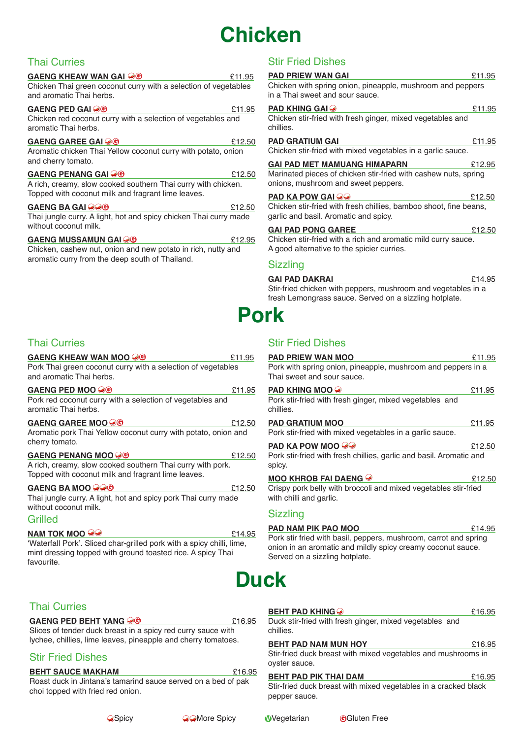# Chicken

## Thai Curries

**GAENG KHEAW WAN GAI** 🌶 Ⓖ — £11.95
Chicken Thai green coconut curry with a selection of vegetables and aromatic Thai herbs.

**GAENG PED GAI** 🌶 Ⓖ — £11.95
Chicken red coconut curry with a selection of vegetables and aromatic Thai herbs.

**GAENG GAREE GAI** 🌶 Ⓖ — £12.50
Aromatic chicken Thai Yellow coconut curry with potato, onion and cherry tomato.

**GAENG PENANG GAI** 🌶 Ⓖ — £12.50
A rich, creamy, slow cooked southern Thai curry with chicken. Topped with coconut milk and fragrant lime leaves.

**GAENG BA GAI** 🌶🌶 Ⓖ — £12.50
Thai jungle curry. A light, hot and spicy chicken Thai curry made without coconut milk.

**GAENG MUSSAMUN GAI** 🌶 Ⓖ — £12.95
Chicken, cashew nut, onion and new potato in rich, nutty and aromatic curry from the deep south of Thailand.

## Stir Fried Dishes

**PAD PRIEW WAN GAI** — £11.95
Chicken with spring onion, pineapple, mushroom and peppers in a Thai sweet and sour sauce.

**PAD KHING GAI** 🌶 — £11.95
Chicken stir-fried with fresh ginger, mixed vegetables and chillies.

**PAD GRATIUM GAI** — £11.95
Chicken stir-fried with mixed vegetables in a garlic sauce.

**GAI PAD MET MAMUANG HIMAPARN** — £12.95
Marinated pieces of chicken stir-fried with cashew nuts, spring onions, mushroom and sweet peppers.

**PAD KA POW GAI** 🌶🌶 — £12.50
Chicken stir-fried with fresh chillies, bamboo shoot, fine beans, garlic and basil. Aromatic and spicy.

**GAI PAD PONG GAREE** — £12.50
Chicken stir-fried with a rich and aromatic mild curry sauce. A good alternative to the spicier curries.

## Sizzling

**GAI PAD DAKRAI** — £14.95
Stir-fried chicken with peppers, mushroom and vegetables in a fresh Lemongrass sauce. Served on a sizzling hotplate.

# Pork

## Thai Curries

**GAENG KHEAW WAN MOO** 🌶 Ⓖ — £11.95
Pork Thai green coconut curry with a selection of vegetables and aromatic Thai herbs.

**GAENG PED MOO** 🌶 Ⓖ — £11.95
Pork red coconut curry with a selection of vegetables and aromatic Thai herbs.

**GAENG GAREE MOO** 🌶 Ⓖ — £12.50
Aromatic pork Thai Yellow coconut curry with potato, onion and cherry tomato.

**GAENG PENANG MOO** 🌶 Ⓖ — £12.50
A rich, creamy, slow cooked southern Thai curry with pork. Topped with coconut milk and fragrant lime leaves.

**GAENG BA MOO** 🌶🌶 Ⓖ — £12.50
Thai jungle curry. A light, hot and spicy pork Thai curry made without coconut milk.

## Grilled

**NAM TOK MOO** 🌶🌶 — £14.95
'Waterfall Pork'. Sliced char-grilled pork with a spicy chilli, lime, mint dressing topped with ground toasted rice. A spicy Thai favourite.

## Stir Fried Dishes

**PAD PRIEW WAN MOO** — £11.95
Pork with spring onion, pineapple, mushroom and peppers in a Thai sweet and sour sauce.

**PAD KHING MOO** 🌶 — £11.95
Pork stir-fried with fresh ginger, mixed vegetables and chillies.

**PAD GRATIUM MOO** — £11.95
Pork stir-fried with mixed vegetables in a garlic sauce.

**PAD KA POW MOO** 🌶🌶 — £12.50
Pork stir-fried with fresh chillies, garlic and basil. Aromatic and spicy.

**MOO KHROB FAI DAENG** 🌶 — £12.50
Crispy pork belly with broccoli and mixed vegetables stir-fried with chilli and garlic.

## Sizzling

**PAD NAM PIK PAO MOO** — £14.95
Pork stir fried with basil, peppers, mushroom, carrot and spring onion in an aromatic and mildly spicy creamy coconut sauce. Served on a sizzling hotplate.

# Duck

## Thai Curries

**GAENG PED BEHT YANG** 🌶 Ⓖ — £16.95
Slices of tender duck breast in a spicy red curry sauce with lychee, chillies, lime leaves, pineapple and cherry tomatoes.

## Stir Fried Dishes

**BEHT SAUCE MAKHAM** — £16.95
Roast duck in Jintana's tamarind sauce served on a bed of pak choi topped with fried red onion.

**BEHT PAD KHING** 🌶 — £16.95
Duck stir-fried with fresh ginger, mixed vegetables and chillies.

**BEHT PAD NAM MUN HOY** — £16.95
Stir-fried duck breast with mixed vegetables and mushrooms in oyster sauce.

**BEHT PAD PIK THAI DAM** — £16.95
Stir-fried duck breast with mixed vegetables in a cracked black pepper sauce.

🌶 Spicy | 🌶🌶 More Spicy | Ⓥ Vegetarian | Ⓖ Gluten Free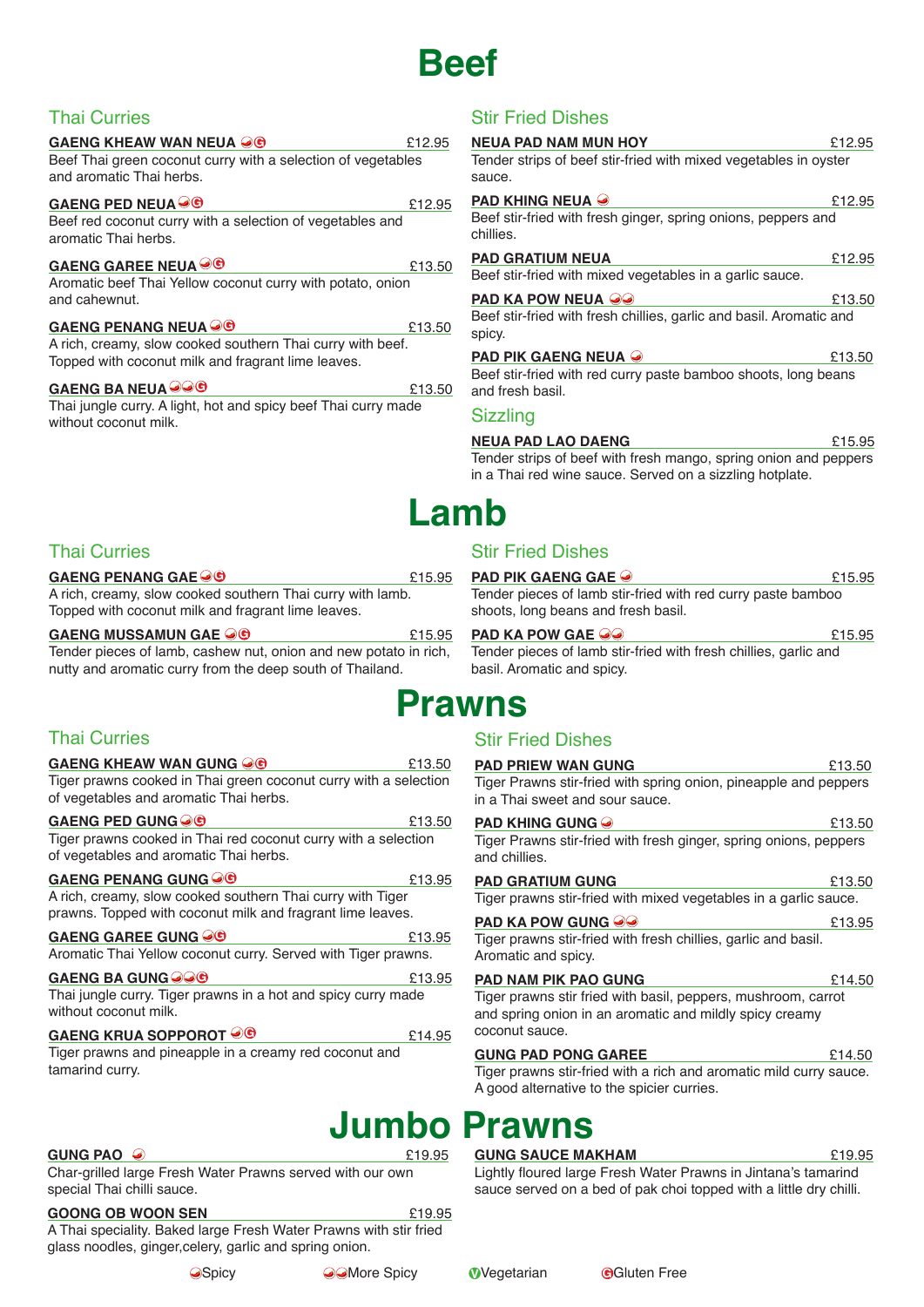# Beef

## Thai Curries

**GAENG KHEAW WAN NEUA** 🌶️Ⓖ — £12.95
Beef Thai green coconut curry with a selection of vegetables and aromatic Thai herbs.

**GAENG PED NEUA** 🌶️Ⓖ — £12.95
Beef red coconut curry with a selection of vegetables and aromatic Thai herbs.

**GAENG GAREE NEUA** 🌶️Ⓖ — £13.50
Aromatic beef Thai Yellow coconut curry with potato, onion and cahewnut.

**GAENG PENANG NEUA** 🌶️Ⓖ — £13.50
A rich, creamy, slow cooked southern Thai curry with beef. Topped with coconut milk and fragrant lime leaves.

**GAENG BA NEUA** 🌶️🌶️Ⓖ — £13.50
Thai jungle curry. A light, hot and spicy beef Thai curry made without coconut milk.

## Stir Fried Dishes

**NEUA PAD NAM MUN HOY** — £12.95
Tender strips of beef stir-fried with mixed vegetables in oyster sauce.

**PAD KHING NEUA** 🌶️ — £12.95
Beef stir-fried with fresh ginger, spring onions, peppers and chillies.

**PAD GRATIUM NEUA** — £12.95
Beef stir-fried with mixed vegetables in a garlic sauce.

**PAD KA POW NEUA** 🌶️🌶️ — £13.50
Beef stir-fried with fresh chillies, garlic and basil. Aromatic and spicy.

**PAD PIK GAENG NEUA** 🌶️ — £13.50
Beef stir-fried with red curry paste bamboo shoots, long beans and fresh basil.

## Sizzling

**NEUA PAD LAO DAENG** — £15.95
Tender strips of beef with fresh mango, spring onion and peppers in a Thai red wine sauce. Served on a sizzling hotplate.

# Lamb

## Thai Curries

**GAENG PENANG GAE** 🌶️Ⓖ — £15.95
A rich, creamy, slow cooked southern Thai curry with lamb. Topped with coconut milk and fragrant lime leaves.

**GAENG MUSSAMUN GAE** 🌶️Ⓖ — £15.95
Tender pieces of lamb, cashew nut, onion and new potato in rich, nutty and aromatic curry from the deep south of Thailand.

## Stir Fried Dishes

**PAD PIK GAENG GAE** 🌶️ — £15.95
Tender pieces of lamb stir-fried with red curry paste bamboo shoots, long beans and fresh basil.

**PAD KA POW GAE** 🌶️🌶️ — £15.95
Tender pieces of lamb stir-fried with fresh chillies, garlic and basil. Aromatic and spicy.

# Prawns

## Thai Curries

**GAENG KHEAW WAN GUNG** 🌶️Ⓖ — £13.50
Tiger prawns cooked in Thai green coconut curry with a selection of vegetables and aromatic Thai herbs.

**GAENG PED GUNG** 🌶️Ⓖ — £13.50
Tiger prawns cooked in Thai red coconut curry with a selection of vegetables and aromatic Thai herbs.

**GAENG PENANG GUNG** 🌶️Ⓖ — £13.95
A rich, creamy, slow cooked southern Thai curry with Tiger prawns. Topped with coconut milk and fragrant lime leaves.

**GAENG GAREE GUNG** 🌶️Ⓖ — £13.95
Aromatic Thai Yellow coconut curry. Served with Tiger prawns.

**GAENG BA GUNG** 🌶️🌶️Ⓖ — £13.95
Thai jungle curry. Tiger prawns in a hot and spicy curry made without coconut milk.

**GAENG KRUA SOPPOROT** 🌶️Ⓖ — £14.95
Tiger prawns and pineapple in a creamy red coconut and tamarind curry.

## Stir Fried Dishes

**PAD PRIEW WAN GUNG** — £13.50
Tiger Prawns stir-fried with spring onion, pineapple and peppers in a Thai sweet and sour sauce.

**PAD KHING GUNG** 🌶️ — £13.50
Tiger Prawns stir-fried with fresh ginger, spring onions, peppers and chillies.

**PAD GRATIUM GUNG** — £13.50
Tiger prawns stir-fried with mixed vegetables in a garlic sauce.

**PAD KA POW GUNG** 🌶️🌶️ — £13.95
Tiger prawns stir-fried with fresh chillies, garlic and basil. Aromatic and spicy.

**PAD NAM PIK PAO GUNG** — £14.50
Tiger prawns stir fried with basil, peppers, mushroom, carrot and spring onion in an aromatic and mildly spicy creamy coconut sauce.

**GUNG PAD PONG GAREE** — £14.50
Tiger prawns stir-fried with a rich and aromatic mild curry sauce. A good alternative to the spicier curries.

# Jumbo Prawns

**GUNG PAO** 🌶️ — £19.95
Char-grilled large Fresh Water Prawns served with our own special Thai chilli sauce.

**GOONG OB WOON SEN** — £19.95
A Thai speciality. Baked large Fresh Water Prawns with stir fried glass noodles, ginger,celery, garlic and spring onion.

**GUNG SAUCE MAKHAM** — £19.95
Lightly floured large Fresh Water Prawns in Jintana's tamarind sauce served on a bed of pak choi topped with a little dry chilli.

🌶️Spicy 🌶️🌶️More Spicy ⓋVegetarian ⒼGluten Free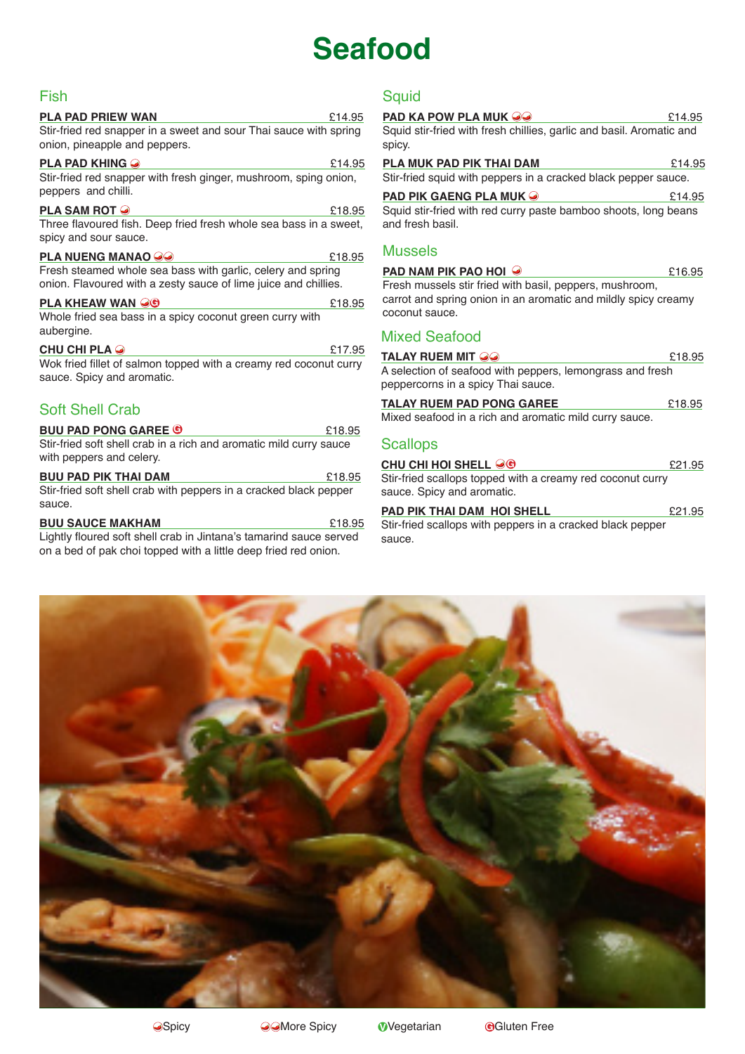# Seafood

## Fish

**PLA PAD PRIEW WAN** £14.95
Stir-fried red snapper in a sweet and sour Thai sauce with spring onion, pineapple and peppers.

**PLA PAD KHING** (Spicy) £14.95
Stir-fried red snapper with fresh ginger, mushroom, sping onion, peppers and chilli.

**PLA SAM ROT** (Spicy) £18.95
Three flavoured fish. Deep fried fresh whole sea bass in a sweet, spicy and sour sauce.

**PLA NUENG MANAO** (More Spicy) £18.95
Fresh steamed whole sea bass with garlic, celery and spring onion. Flavoured with a zesty sauce of lime juice and chillies.

**PLA KHEAW WAN** (Spicy, Gluten Free) £18.95
Whole fried sea bass in a spicy coconut green curry with aubergine.

**CHU CHI PLA** (Spicy) £17.95
Wok fried fillet of salmon topped with a creamy red coconut curry sauce. Spicy and aromatic.

## Soft Shell Crab

**BUU PAD PONG GAREE** (Gluten Free) £18.95
Stir-fried soft shell crab in a rich and aromatic mild curry sauce with peppers and celery.

**BUU PAD PIK THAI DAM** £18.95
Stir-fried soft shell crab with peppers in a cracked black pepper sauce.

**BUU SAUCE MAKHAM** £18.95
Lightly floured soft shell crab in Jintana's tamarind sauce served on a bed of pak choi topped with a little deep fried red onion.

## Squid

**PAD KA POW PLA MUK** (More Spicy) £14.95
Squid stir-fried with fresh chillies, garlic and basil. Aromatic and spicy.

**PLA MUK PAD PIK THAI DAM** £14.95
Stir-fried squid with peppers in a cracked black pepper sauce.

**PAD PIK GAENG PLA MUK** (Spicy) £14.95
Squid stir-fried with red curry paste bamboo shoots, long beans and fresh basil.

## Mussels

**PAD NAM PIK PAO HOI** (Spicy) £16.95
Fresh mussels stir fried with basil, peppers, mushroom, carrot and spring onion in an aromatic and mildly spicy creamy coconut sauce.

## Mixed Seafood

**TALAY RUEM MIT** (More Spicy) £18.95
A selection of seafood with peppers, lemongrass and fresh peppercorns in a spicy Thai sauce.

**TALAY RUEM PAD PONG GAREE** £18.95
Mixed seafood in a rich and aromatic mild curry sauce.

## Scallops

**CHU CHI HOI SHELL** (Spicy, Gluten Free) £21.95
Stir-fried scallops topped with a creamy red coconut curry sauce. Spicy and aromatic.

**PAD PIK THAI DAM HOI SHELL** £21.95
Stir-fried scallops with peppers in a cracked black pepper sauce.

Spicy | More Spicy | Vegetarian | Gluten Free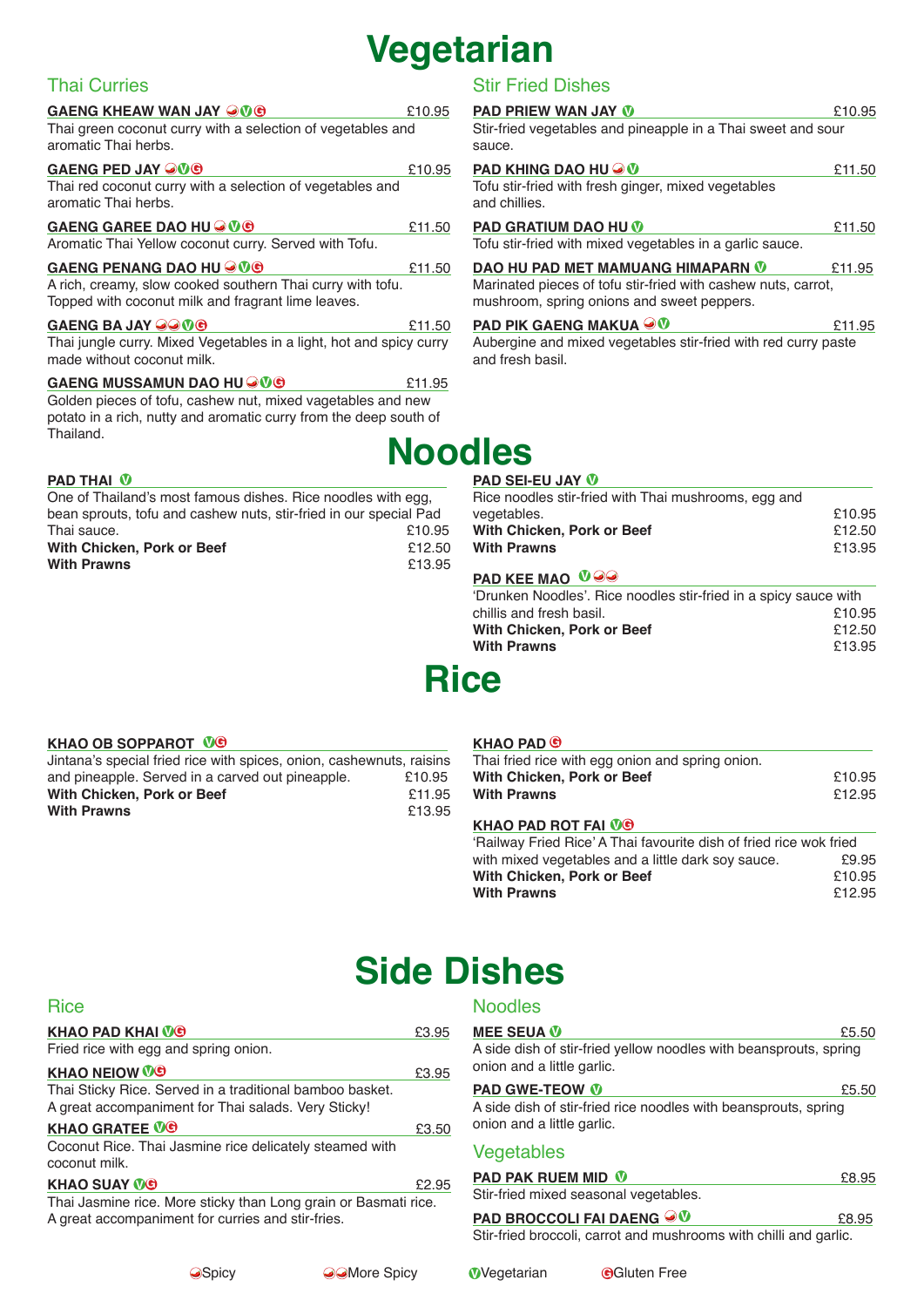# Vegetarian

## Thai Curries

**GAENG KHEAW WAN JAY** 🌶 V G — £10.95
Thai green coconut curry with a selection of vegetables and aromatic Thai herbs.

**GAENG PED JAY** 🌶 V G — £10.95
Thai red coconut curry with a selection of vegetables and aromatic Thai herbs.

**GAENG GAREE DAO HU** 🌶 V G — £11.50
Aromatic Thai Yellow coconut curry. Served with Tofu.

**GAENG PENANG DAO HU** 🌶 V G — £11.50
A rich, creamy, slow cooked southern Thai curry with tofu. Topped with coconut milk and fragrant lime leaves.

**GAENG BA JAY** 🌶🌶 V G — £11.50
Thai jungle curry. Mixed Vegetables in a light, hot and spicy curry made without coconut milk.

**GAENG MUSSAMUN DAO HU** 🌶 V G — £11.95
Golden pieces of tofu, cashew nut, mixed vagetables and new potato in a rich, nutty and aromatic curry from the deep south of Thailand.

## Stir Fried Dishes

**PAD PRIEW WAN JAY** V — £10.95
Stir-fried vegetables and pineapple in a Thai sweet and sour sauce.

**PAD KHING DAO HU** 🌶 V — £11.50
Tofu stir-fried with fresh ginger, mixed vegetables and chillies.

**PAD GRATIUM DAO HU** V — £11.50
Tofu stir-fried with mixed vegetables in a garlic sauce.

**DAO HU PAD MET MAMUANG HIMAPARN** V — £11.95
Marinated pieces of tofu stir-fried with cashew nuts, carrot, mushroom, spring onions and sweet peppers.

**PAD PIK GAENG MAKUA** 🌶 V — £11.95
Aubergine and mixed vegetables stir-fried with red curry paste and fresh basil.

# Noodles

**PAD THAI** V
One of Thailand's most famous dishes. Rice noodles with egg, bean sprouts, tofu and cashew nuts, stir-fried in our special Pad Thai sauce. — £10.95
**With Chicken, Pork or Beef** — £12.50
**With Prawns** — £13.95

**PAD SEI-EU JAY** V
Rice noodles stir-fried with Thai mushrooms, egg and vegetables. — £10.95
**With Chicken, Pork or Beef** — £12.50
**With Prawns** — £13.95

**PAD KEE MAO** V 🌶🌶
'Drunken Noodles'. Rice noodles stir-fried in a spicy sauce with chillis and fresh basil. — £10.95
**With Chicken, Pork or Beef** — £12.50
**With Prawns** — £13.95

# Rice

**KHAO OB SOPPAROT** V G
Jintana's special fried rice with spices, onion, cashewnuts, raisins and pineapple. Served in a carved out pineapple. — £10.95
**With Chicken, Pork or Beef** — £11.95
**With Prawns** — £13.95

**KHAO PAD** G
Thai fried rice with egg onion and spring onion.
**With Chicken, Pork or Beef** — £10.95
**With Prawns** — £12.95

**KHAO PAD ROT FAI** V G
'Railway Fried Rice' A Thai favourite dish of fried rice wok fried with mixed vegetables and a little dark soy sauce. — £9.95
**With Chicken, Pork or Beef** — £10.95
**With Prawns** — £12.95

# Side Dishes

## Rice

**KHAO PAD KHAI** V G — £3.95
Fried rice with egg and spring onion.

**KHAO NEIOW** V G — £3.95
Thai Sticky Rice. Served in a traditional bamboo basket. A great accompaniment for Thai salads. Very Sticky!

**KHAO GRATEE** V G — £3.50
Coconut Rice. Thai Jasmine rice delicately steamed with coconut milk.

**KHAO SUAY** V G — £2.95
Thai Jasmine rice. More sticky than Long grain or Basmati rice. A great accompaniment for curries and stir-fries.

## Noodles

**MEE SEUA** V — £5.50
A side dish of stir-fried yellow noodles with beansprouts, spring onion and a little garlic.

**PAD GWE-TEOW** V — £5.50
A side dish of stir-fried rice noodles with beansprouts, spring onion and a little garlic.

## Vegetables

**PAD PAK RUEM MID** V — £8.95
Stir-fried mixed seasonal vegetables.

**PAD BROCCOLI FAI DAENG** 🌶 V — £8.95
Stir-fried broccoli, carrot and mushrooms with chilli and garlic.

🌶 Spicy 🌶🌶 More Spicy V Vegetarian G Gluten Free